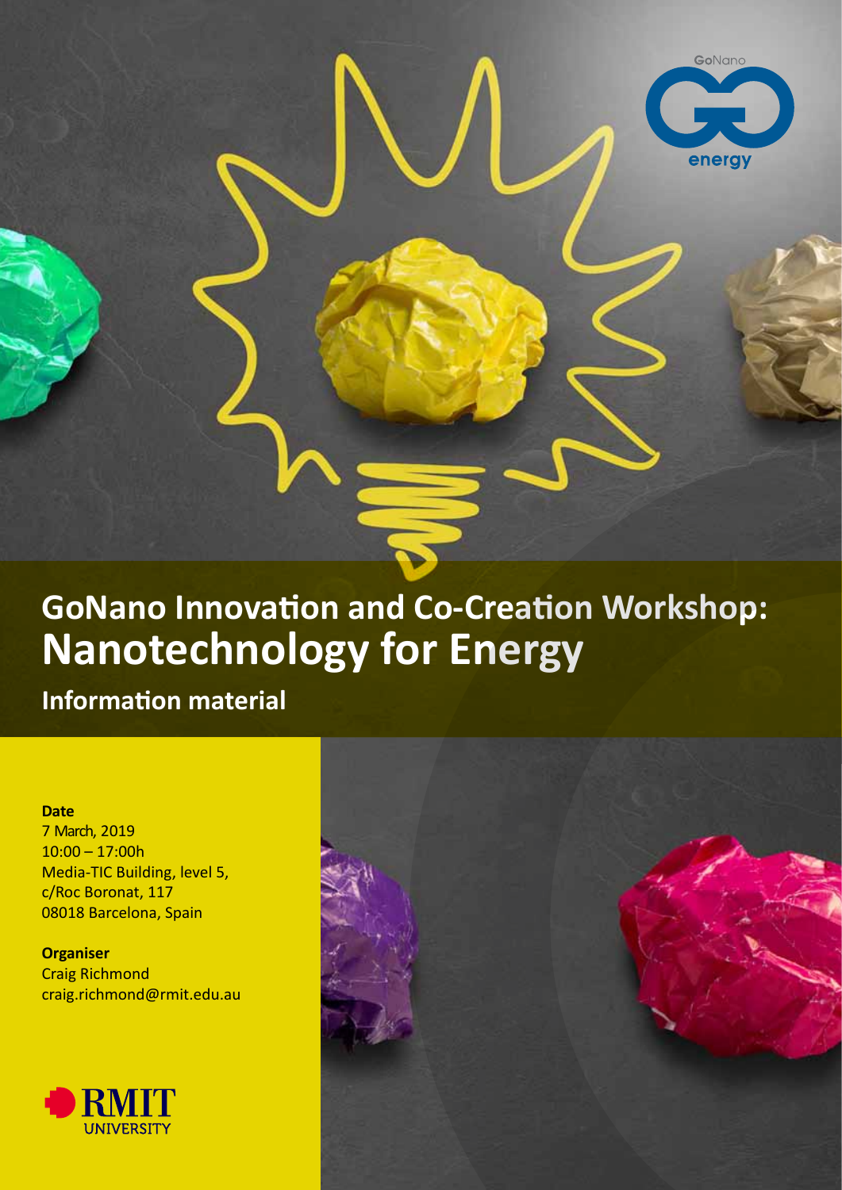# GoNano Innovation and Co-Creation Workshop: Nanotechnology for Energy

## Information material

**Date**
7 March, 2019
10:00 – 17:00h
Media-TIC Building, level 5,
c/Roc Boronat, 117
08018 Barcelona, Spain

**Organiser**
Craig Richmond
craig.richmond@rmit.edu.au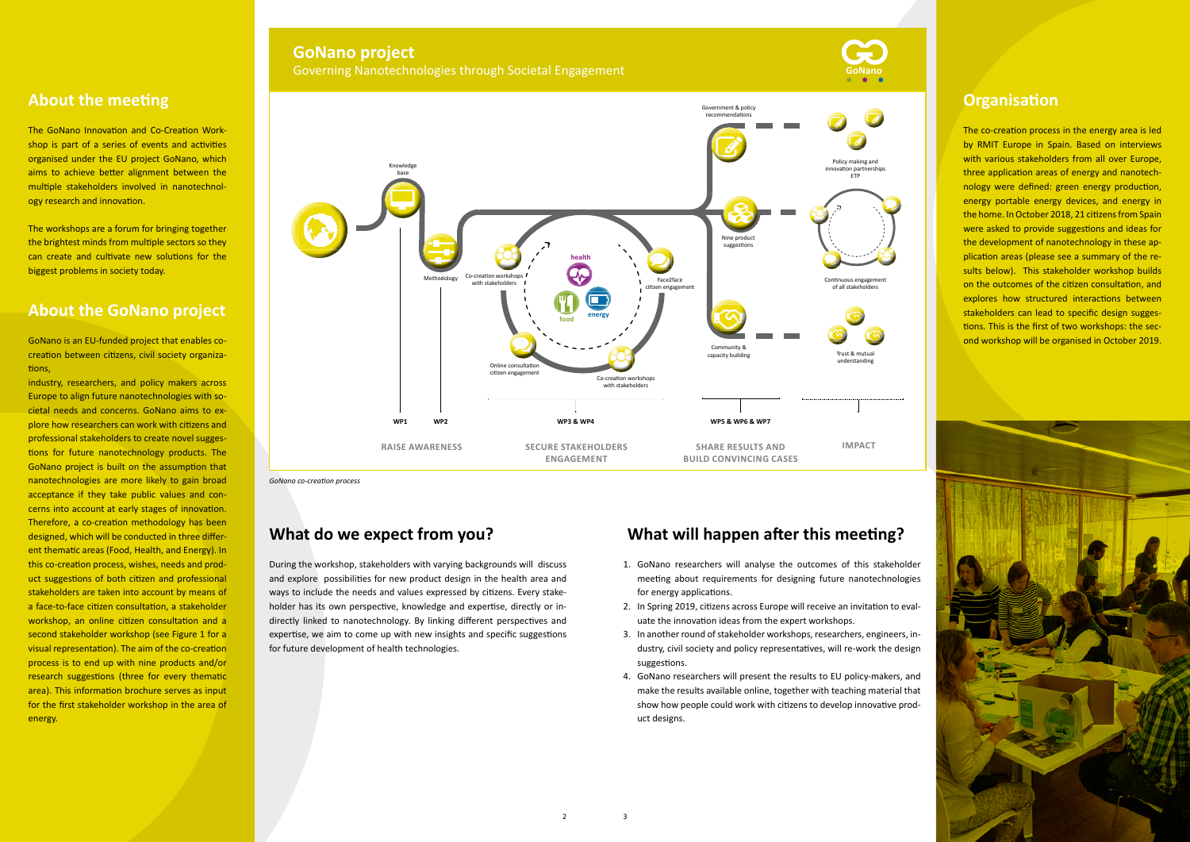## About the meeting

The GoNano Innovation and Co-Creation Workshop is part of a series of events and activities organised under the EU project GoNano, which aims to achieve better alignment between the multiple stakeholders involved in nanotechnology research and innovation.

The workshops are a forum for bringing together the brightest minds from multiple sectors so they can create and cultivate new solutions for the biggest problems in society today.

## About the GoNano project

GoNano is an EU-funded project that enables co-creation between citizens, civil society organizations,

industry, researchers, and policy makers across Europe to align future nanotechnologies with societal needs and concerns. GoNano aims to explore how researchers can work with citizens and professional stakeholders to create novel suggestions for future nanotechnology products. The GoNano project is built on the assumption that nanotechnologies are more likely to gain broad acceptance if they take public values and concerns into account at early stages of innovation. Therefore, a co-creation methodology has been designed, which will be conducted in three different thematic areas (Food, Health, and Energy). In this co-creation process, wishes, needs and product suggestions of both citizen and professional stakeholders are taken into account by means of a face-to-face citizen consultation, a stakeholder workshop, an online citizen consultation and a second stakeholder workshop (see Figure 1 for a visual representation). The aim of the co-creation process is to end up with nine products and/or research suggestions (three for every thematic area). This information brochure serves as input for the first stakeholder workshop in the area of energy.

## GoNano project

Governing Nanotechnologies through Societal Engagement

*GoNano co-creation process*

## What do we expect from you?

During the workshop, stakeholders with varying backgrounds will discuss and explore possibilities for new product design in the health area and ways to include the needs and values expressed by citizens. Every stakeholder has its own perspective, knowledge and expertise, directly or indirectly linked to nanotechnology. By linking different perspectives and expertise, we aim to come up with new insights and specific suggestions for future development of health technologies.

## What will happen after this meeting?

1. GoNano researchers will analyse the outcomes of this stakeholder meeting about requirements for designing future nanotechnologies for energy applications.
2. In Spring 2019, citizens across Europe will receive an invitation to evaluate the innovation ideas from the expert workshops.
3. In another round of stakeholder workshops, researchers, engineers, industry, civil society and policy representatives, will re-work the design suggestions.
4. GoNano researchers will present the results to EU policy-makers, and make the results available online, together with teaching material that show how people could work with citizens to develop innovative product designs.

## Organisation

The co-creation process in the energy area is led by RMIT Europe in Spain. Based on interviews with various stakeholders from all over Europe, three application areas of energy and nanotechnology were defined: green energy production, energy portable energy devices, and energy in the home. In October 2018, 21 citizens from Spain were asked to provide suggestions and ideas for the development of nanotechnology in these application areas (please see a summary of the results below). This stakeholder workshop builds on the outcomes of the citizen consultation, and explores how structured interactions between stakeholders can lead to specific design suggestions. This is the first of two workshops: the second workshop will be organised in October 2019.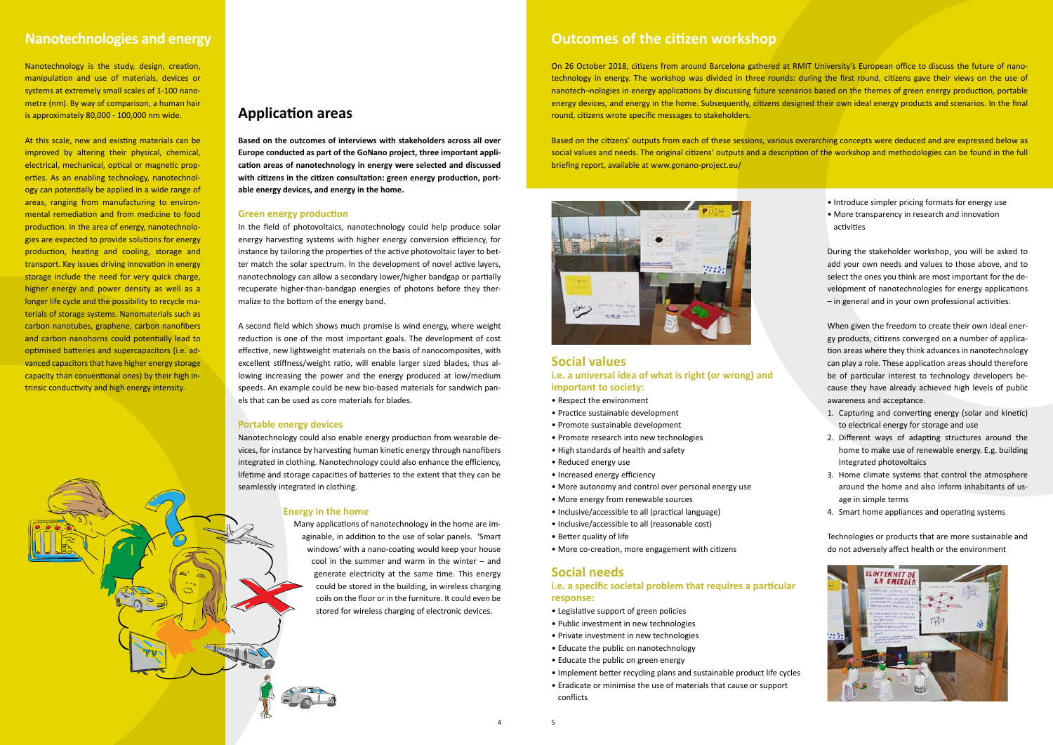## Nanotechnologies and energy

Nanotechnology is the study, design, creation, manipulation and use of materials, devices or systems at extremely small scales of 1-100 nanometre (nm). By way of comparison, a human hair is approximately 80,000 - 100,000 nm wide.

At this scale, new and existing materials can be improved by altering their physical, chemical, electrical, mechanical, optical or magnetic properties. As an enabling technology, nanotechnology can potentially be applied in a wide range of areas, ranging from manufacturing to environmental remediation and from medicine to food production. In the area of energy, nanotechnologies are expected to provide solutions for energy production, heating and cooling, storage and transport. Key issues driving innovation in energy storage include the need for very quick charge, higher energy and power density as well as a longer life cycle and the possibility to recycle materials of storage systems. Nanomaterials such as carbon nanotubes, graphene, carbon nanofibers and carbon nanohorns could potentially lead to optimised batteries and supercapacitors (i.e. advanced capacitors that have higher energy storage capacity than conventional ones) by their high intrinsic conductivity and high energy intensity.

## Application areas

**Based on the outcomes of interviews with stakeholders across all over Europe conducted as part of the GoNano project, three important application areas of nanotechnology in energy were selected and discussed with citizens in the citizen consultation: green energy production, portable energy devices, and energy in the home.**

### Green energy production

In the field of photovoltaics, nanotechnology could help produce solar energy harvesting systems with higher energy conversion efficiency, for instance by tailoring the properties of the active photovoltaic layer to better match the solar spectrum. In the development of novel active layers, nanotechnology can allow a secondary lower/higher bandgap or partially recuperate higher-than-bandgap energies of photons before they thermalize to the bottom of the energy band.

A second field which shows much promise is wind energy, where weight reduction is one of the most important goals. The development of cost effective, new lightweight materials on the basis of nanocomposites, with excellent stiffness/weight ratio, will enable larger sized blades, thus allowing increasing the power and the energy produced at low/medium speeds. An example could be new bio-based materials for sandwich panels that can be used as core materials for blades.

### Portable energy devices

Nanotechnology could also enable energy production from wearable devices, for instance by harvesting human kinetic energy through nanofibers integrated in clothing. Nanotechnology could also enhance the efficiency, lifetime and storage capacities of batteries to the extent that they can be seamlessly integrated in clothing.

### Energy in the home

Many applications of nanotechnology in the home are imaginable, in addition to the use of solar panels. 'Smart windows' with a nano-coating would keep your house cool in the summer and warm in the winter – and generate electricity at the same time. This energy could be stored in the building, in wireless charging coils on the floor or in the furniture. It could even be stored for wireless charging of electronic devices.

## Outcomes of the citizen workshop

On 26 October 2018, citizens from around Barcelona gathered at RMIT University's European office to discuss the future of nanotechnology in energy. The workshop was divided in three rounds: during the first round, citizens gave their views on the use of nanotech¬nologies in energy applications by discussing future scenarios based on the themes of green energy production, portable energy devices, and energy in the home. Subsequently, citizens designed their own ideal energy products and scenarios. In the final round, citizens wrote specific messages to stakeholders.

Based on the citizens' outputs from each of these sessions, various overarching concepts were deduced and are expressed below as social values and needs. The original citizens' outputs and a description of the workshop and methodologies can be found in the full briefing report, available at www.gonano-project.eu/

### Social values

**i.e. a universal idea of what is right (or wrong) and important to society:**

- Respect the environment
- Practice sustainable development
- Promote sustainable development
- Promote research into new technologies
- High standards of health and safety
- Reduced energy use
- Increased energy efficiency
- More autonomy and control over personal energy use
- More energy from renewable sources
- Inclusive/accessible to all (practical language)
- Inclusive/accessible to all (reasonable cost)
- Better quality of life
- More co-creation, more engagement with citizens

### Social needs

**i.e. a specific societal problem that requires a particular response:**

- Legislative support of green policies
- Public investment in new technologies
- Private investment in new technologies
- Educate the public on nanotechnology
- Educate the public on green energy
- Implement better recycling plans and sustainable product life cycles
- Eradicate or minimise the use of materials that cause or support conflicts
- Introduce simpler pricing formats for energy use
- More transparency in research and innovation activities

During the stakeholder workshop, you will be asked to add your own needs and values to those above, and to select the ones you think are most important for the development of nanotechnologies for energy applications – in general and in your own professional activities.

When given the freedom to create their own ideal energy products, citizens converged on a number of application areas where they think advances in nanotechnology can play a role. These application areas should therefore be of particular interest to technology developers because they have already achieved high levels of public awareness and acceptance.

1. Capturing and converting energy (solar and kinetic) to electrical energy for storage and use
2. Different ways of adapting structures around the home to make use of renewable energy. E.g. building Integrated photovoltaics
3. Home climate systems that control the atmosphere around the home and also inform inhabitants of usage in simple terms
4. Smart home appliances and operating systems

Technologies or products that are more sustainable and do not adversely affect health or the environment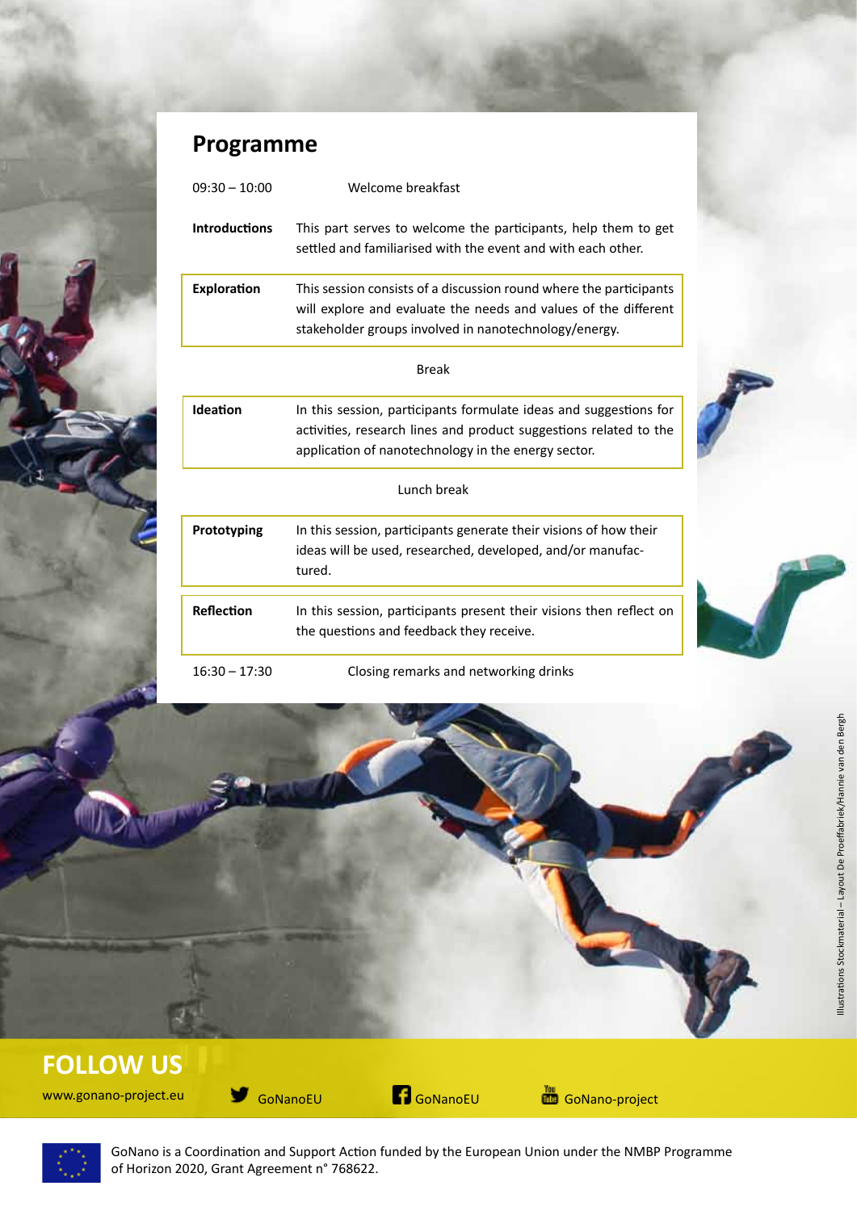## Programme

| | |
|---|---|
| 09:30 – 10:00 | Welcome breakfast |
| **Introductions** | This part serves to welcome the participants, help them to get settled and familiarised with the event and with each other. |
| **Exploration** | This session consists of a discussion round where the participants will explore and evaluate the needs and values of the different stakeholder groups involved in nanotechnology/energy. |
| | Break |
| **Ideation** | In this session, participants formulate ideas and suggestions for activities, research lines and product suggestions related to the application of nanotechnology in the energy sector. |
| | Lunch break |
| **Prototyping** | In this session, participants generate their visions of how their ideas will be used, researched, developed, and/or manufactured. |
| **Reflection** | In this session, participants present their visions then reflect on the questions and feedback they receive. |
| 16:30 – 17:30 | Closing remarks and networking drinks |

Illustrations Stockmaterial – Layout De Proeffabriek/Hannie van den Bergh

## FOLLOW US

www.gonano-project.eu

GoNanoEU

GoNanoEU

GoNano-project

GoNano is a Coordination and Support Action funded by the European Union under the NMBP Programme of Horizon 2020, Grant Agreement n° 768622.